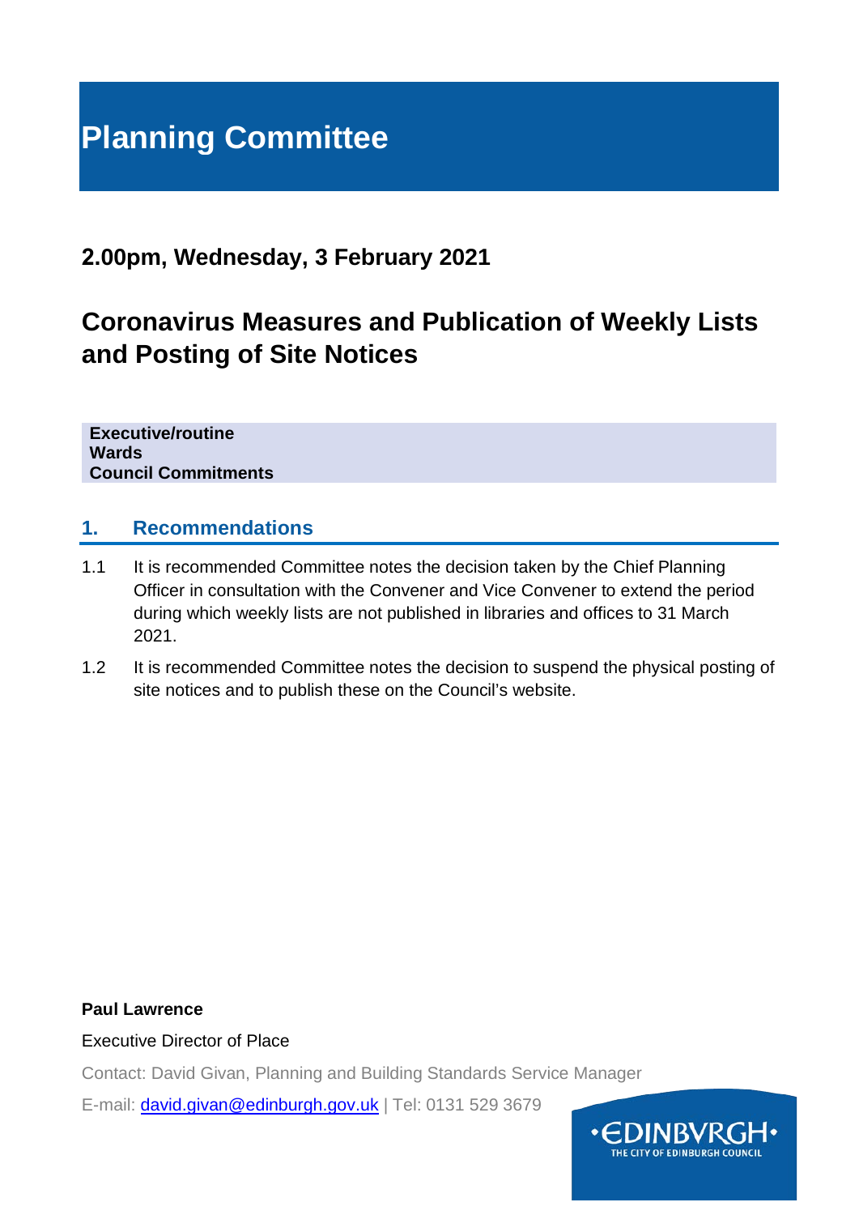# Planning Committee

## 2.00pm, Wednesday, 3 February 2021

## Coronavirus Measures and Publication of Weekly Lists and Posting of Site Notices

**Executive/routine**
**Wards**
**Council Commitments**

### 1. Recommendations

1.1 It is recommended Committee notes the decision taken by the Chief Planning Officer in consultation with the Convener and Vice Convener to extend the period during which weekly lists are not published in libraries and offices to 31 March 2021.

1.2 It is recommended Committee notes the decision to suspend the physical posting of site notices and to publish these on the Council's website.

**Paul Lawrence**

Executive Director of Place

Contact: David Givan, Planning and Building Standards Service Manager

E-mail: david.givan@edinburgh.gov.uk | Tel: 0131 529 3679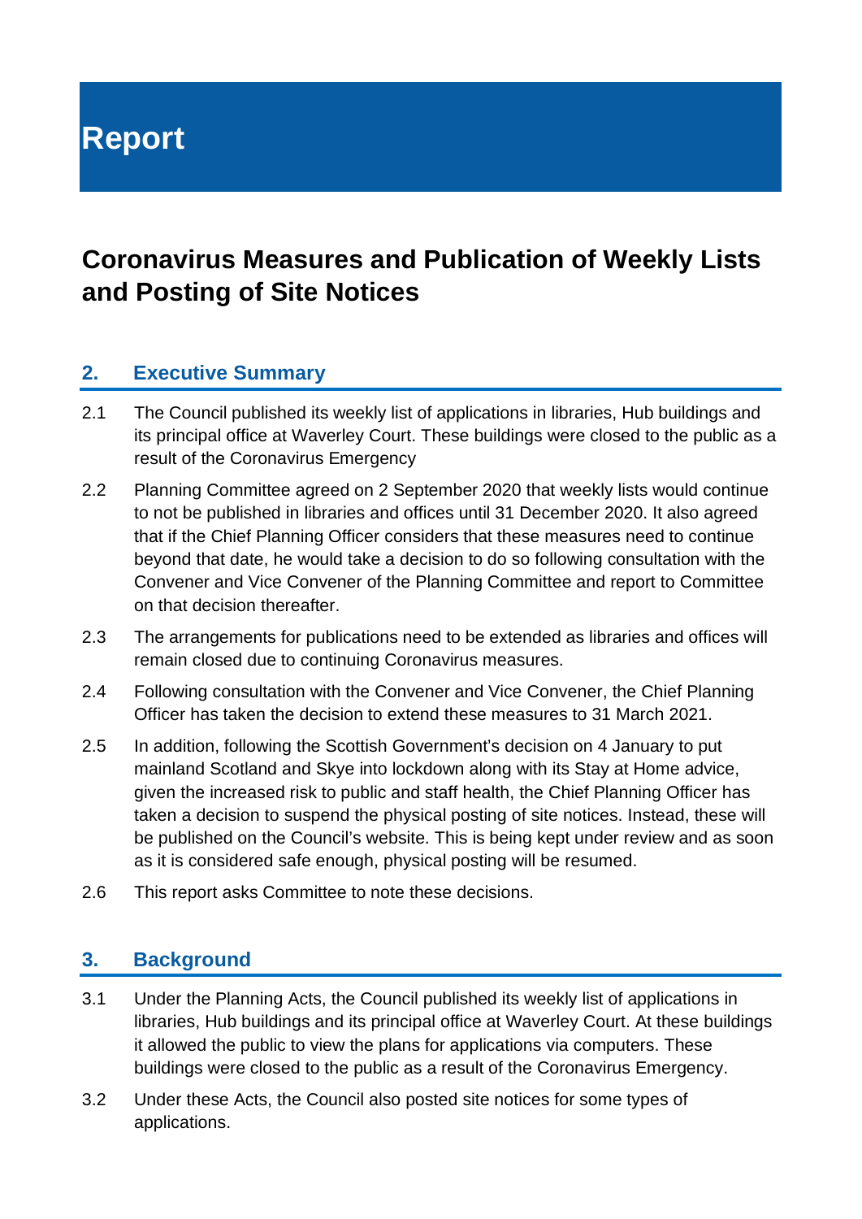# Report

## Coronavirus Measures and Publication of Weekly Lists and Posting of Site Notices

### 2. Executive Summary

2.1 The Council published its weekly list of applications in libraries, Hub buildings and its principal office at Waverley Court. These buildings were closed to the public as a result of the Coronavirus Emergency

2.2 Planning Committee agreed on 2 September 2020 that weekly lists would continue to not be published in libraries and offices until 31 December 2020. It also agreed that if the Chief Planning Officer considers that these measures need to continue beyond that date, he would take a decision to do so following consultation with the Convener and Vice Convener of the Planning Committee and report to Committee on that decision thereafter.

2.3 The arrangements for publications need to be extended as libraries and offices will remain closed due to continuing Coronavirus measures.

2.4 Following consultation with the Convener and Vice Convener, the Chief Planning Officer has taken the decision to extend these measures to 31 March 2021.

2.5 In addition, following the Scottish Government's decision on 4 January to put mainland Scotland and Skye into lockdown along with its Stay at Home advice, given the increased risk to public and staff health, the Chief Planning Officer has taken a decision to suspend the physical posting of site notices. Instead, these will be published on the Council's website. This is being kept under review and as soon as it is considered safe enough, physical posting will be resumed.

2.6 This report asks Committee to note these decisions.

### 3. Background

3.1 Under the Planning Acts, the Council published its weekly list of applications in libraries, Hub buildings and its principal office at Waverley Court. At these buildings it allowed the public to view the plans for applications via computers. These buildings were closed to the public as a result of the Coronavirus Emergency.

3.2 Under these Acts, the Council also posted site notices for some types of applications.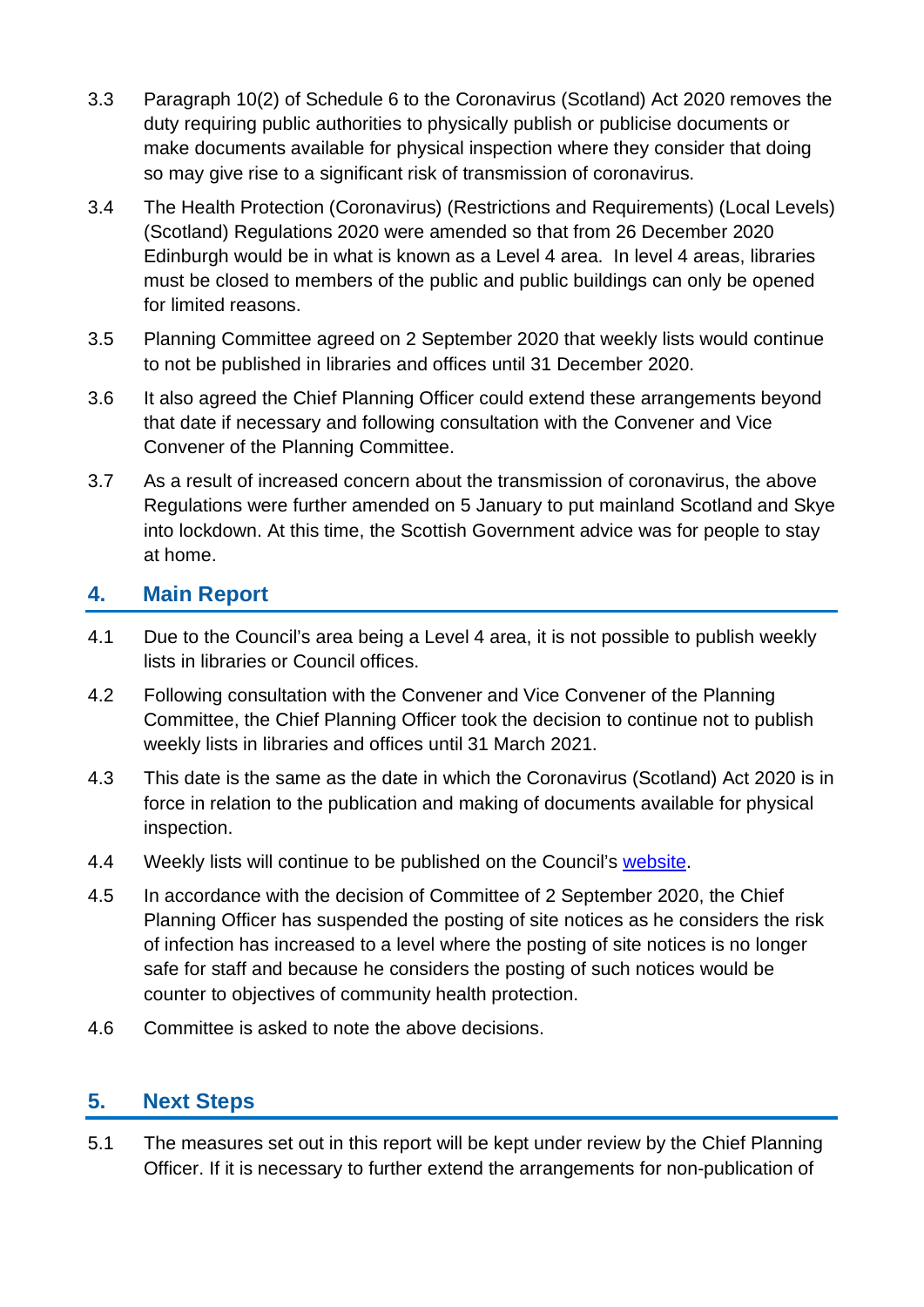3.3 Paragraph 10(2) of Schedule 6 to the Coronavirus (Scotland) Act 2020 removes the duty requiring public authorities to physically publish or publicise documents or make documents available for physical inspection where they consider that doing so may give rise to a significant risk of transmission of coronavirus.

3.4 The Health Protection (Coronavirus) (Restrictions and Requirements) (Local Levels) (Scotland) Regulations 2020 were amended so that from 26 December 2020 Edinburgh would be in what is known as a Level 4 area. In level 4 areas, libraries must be closed to members of the public and public buildings can only be opened for limited reasons.

3.5 Planning Committee agreed on 2 September 2020 that weekly lists would continue to not be published in libraries and offices until 31 December 2020.

3.6 It also agreed the Chief Planning Officer could extend these arrangements beyond that date if necessary and following consultation with the Convener and Vice Convener of the Planning Committee.

3.7 As a result of increased concern about the transmission of coronavirus, the above Regulations were further amended on 5 January to put mainland Scotland and Skye into lockdown. At this time, the Scottish Government advice was for people to stay at home.

## 4. Main Report

4.1 Due to the Council's area being a Level 4 area, it is not possible to publish weekly lists in libraries or Council offices.

4.2 Following consultation with the Convener and Vice Convener of the Planning Committee, the Chief Planning Officer took the decision to continue not to publish weekly lists in libraries and offices until 31 March 2021.

4.3 This date is the same as the date in which the Coronavirus (Scotland) Act 2020 is in force in relation to the publication and making of documents available for physical inspection.

4.4 Weekly lists will continue to be published on the Council's website.

4.5 In accordance with the decision of Committee of 2 September 2020, the Chief Planning Officer has suspended the posting of site notices as he considers the risk of infection has increased to a level where the posting of site notices is no longer safe for staff and because he considers the posting of such notices would be counter to objectives of community health protection.

4.6 Committee is asked to note the above decisions.

## 5. Next Steps

5.1 The measures set out in this report will be kept under review by the Chief Planning Officer. If it is necessary to further extend the arrangements for non-publication of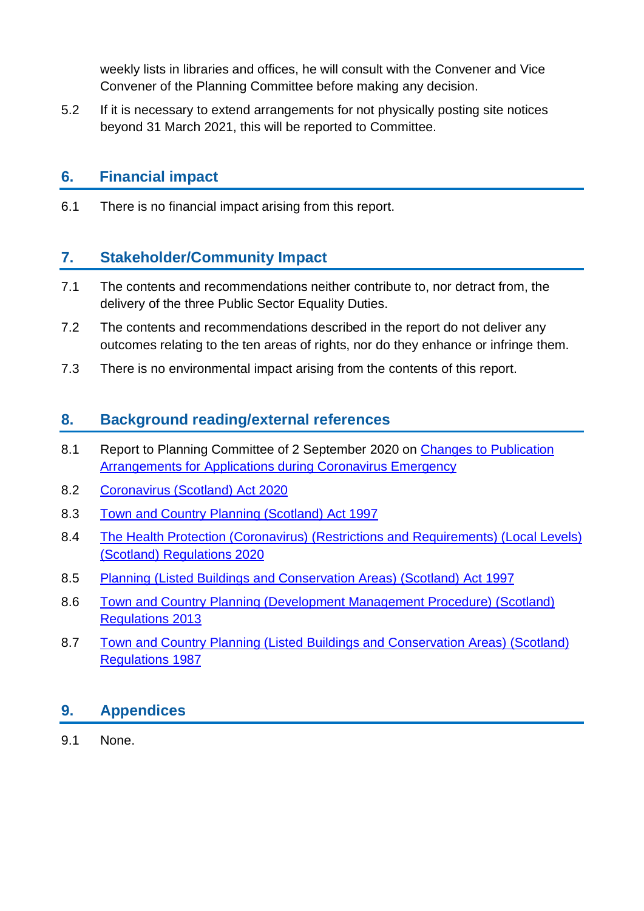weekly lists in libraries and offices, he will consult with the Convener and Vice Convener of the Planning Committee before making any decision.

5.2 If it is necessary to extend arrangements for not physically posting site notices beyond 31 March 2021, this will be reported to Committee.

## 6. Financial impact

6.1 There is no financial impact arising from this report.

## 7. Stakeholder/Community Impact

7.1 The contents and recommendations neither contribute to, nor detract from, the delivery of the three Public Sector Equality Duties.

7.2 The contents and recommendations described in the report do not deliver any outcomes relating to the ten areas of rights, nor do they enhance or infringe them.

7.3 There is no environmental impact arising from the contents of this report.

## 8. Background reading/external references

8.1 Report to Planning Committee of 2 September 2020 on Changes to Publication Arrangements for Applications during Coronavirus Emergency

8.2 Coronavirus (Scotland) Act 2020

8.3 Town and Country Planning (Scotland) Act 1997

8.4 The Health Protection (Coronavirus) (Restrictions and Requirements) (Local Levels) (Scotland) Regulations 2020

8.5 Planning (Listed Buildings and Conservation Areas) (Scotland) Act 1997

8.6 Town and Country Planning (Development Management Procedure) (Scotland) Regulations 2013

8.7 Town and Country Planning (Listed Buildings and Conservation Areas) (Scotland) Regulations 1987

## 9. Appendices

9.1 None.